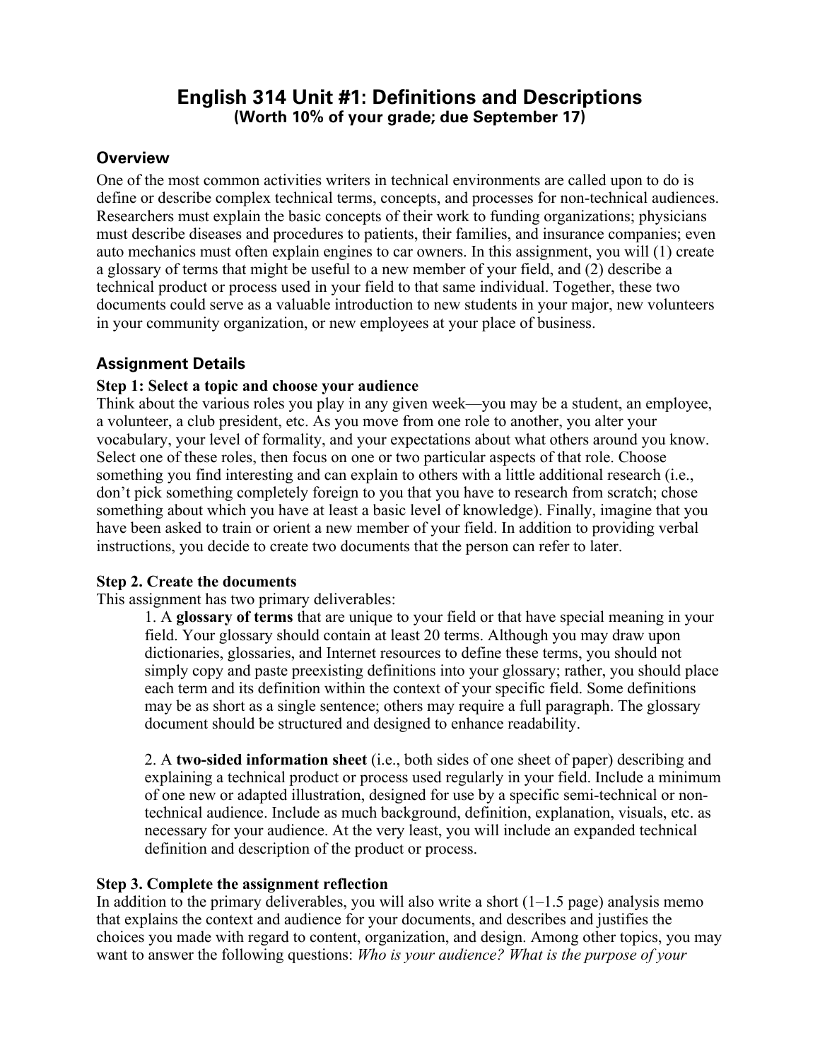# English 314 Unit #1: Definitions and Descriptions

**(Worth 10% of your grade; due September 17)**

## Overview

One of the most common activities writers in technical environments are called upon to do is define or describe complex technical terms, concepts, and processes for non-technical audiences. Researchers must explain the basic concepts of their work to funding organizations; physicians must describe diseases and procedures to patients, their families, and insurance companies; even auto mechanics must often explain engines to car owners. In this assignment, you will (1) create a glossary of terms that might be useful to a new member of your field, and (2) describe a technical product or process used in your field to that same individual. Together, these two documents could serve as a valuable introduction to new students in your major, new volunteers in your community organization, or new employees at your place of business.

## Assignment Details

### Step 1: Select a topic and choose your audience

Think about the various roles you play in any given week—you may be a student, an employee, a volunteer, a club president, etc. As you move from one role to another, you alter your vocabulary, your level of formality, and your expectations about what others around you know. Select one of these roles, then focus on one or two particular aspects of that role. Choose something you find interesting and can explain to others with a little additional research (i.e., don't pick something completely foreign to you that you have to research from scratch; chose something about which you have at least a basic level of knowledge). Finally, imagine that you have been asked to train or orient a new member of your field. In addition to providing verbal instructions, you decide to create two documents that the person can refer to later.

### Step 2. Create the documents

This assignment has two primary deliverables:

1. A **glossary of terms** that are unique to your field or that have special meaning in your field. Your glossary should contain at least 20 terms. Although you may draw upon dictionaries, glossaries, and Internet resources to define these terms, you should not simply copy and paste preexisting definitions into your glossary; rather, you should place each term and its definition within the context of your specific field. Some definitions may be as short as a single sentence; others may require a full paragraph. The glossary document should be structured and designed to enhance readability.

2. A **two-sided information sheet** (i.e., both sides of one sheet of paper) describing and explaining a technical product or process used regularly in your field. Include a minimum of one new or adapted illustration, designed for use by a specific semi-technical or non-technical audience. Include as much background, definition, explanation, visuals, etc. as necessary for your audience. At the very least, you will include an expanded technical definition and description of the product or process.

### Step 3. Complete the assignment reflection

In addition to the primary deliverables, you will also write a short (1–1.5 page) analysis memo that explains the context and audience for your documents, and describes and justifies the choices you made with regard to content, organization, and design. Among other topics, you may want to answer the following questions: *Who is your audience? What is the purpose of your*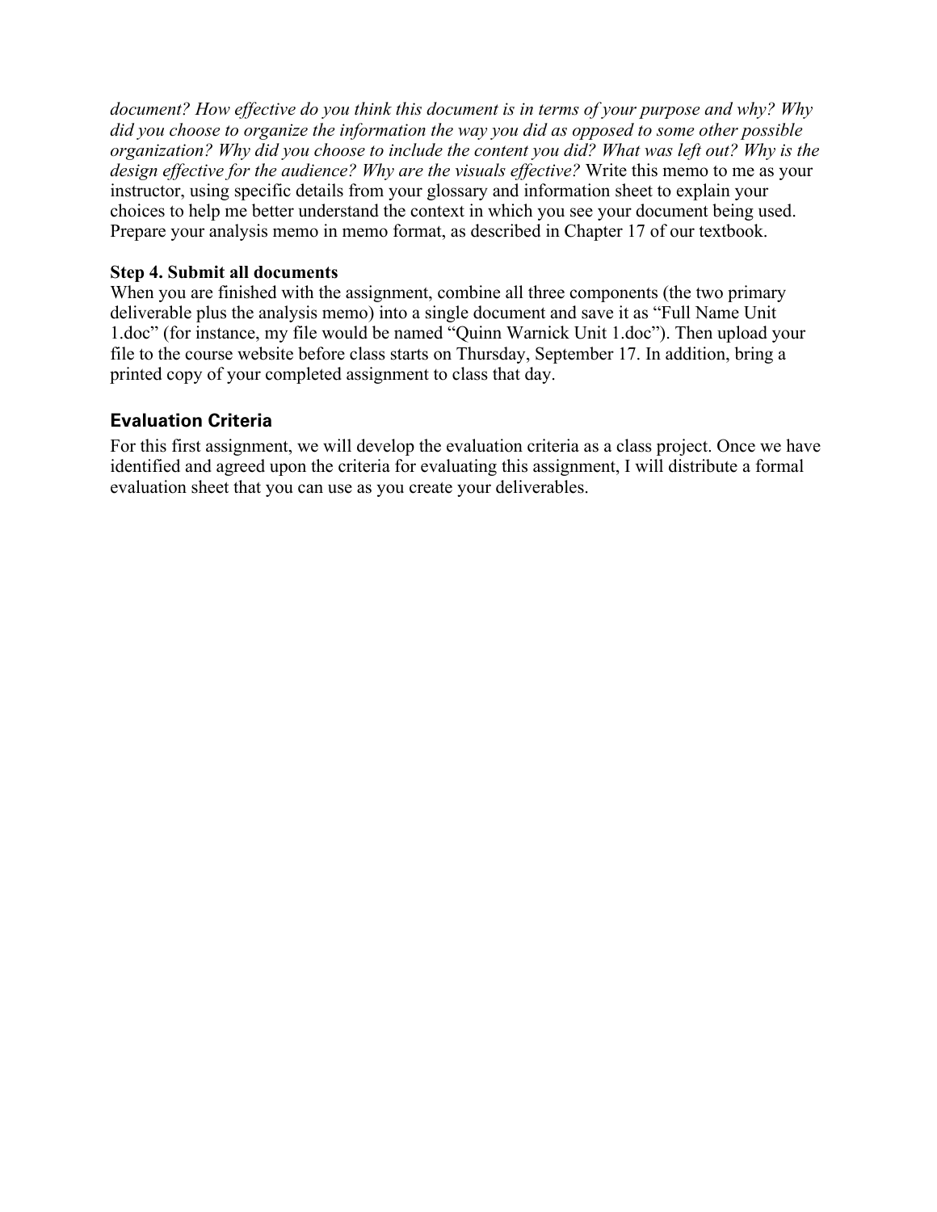*document? How effective do you think this document is in terms of your purpose and why? Why did you choose to organize the information the way you did as opposed to some other possible organization? Why did you choose to include the content you did? What was left out? Why is the design effective for the audience? Why are the visuals effective?* Write this memo to me as your instructor, using specific details from your glossary and information sheet to explain your choices to help me better understand the context in which you see your document being used. Prepare your analysis memo in memo format, as described in Chapter 17 of our textbook.

**Step 4. Submit all documents**

When you are finished with the assignment, combine all three components (the two primary deliverable plus the analysis memo) into a single document and save it as "Full Name Unit 1.doc" (for instance, my file would be named "Quinn Warnick Unit 1.doc"). Then upload your file to the course website before class starts on Thursday, September 17. In addition, bring a printed copy of your completed assignment to class that day.

## Evaluation Criteria

For this first assignment, we will develop the evaluation criteria as a class project. Once we have identified and agreed upon the criteria for evaluating this assignment, I will distribute a formal evaluation sheet that you can use as you create your deliverables.